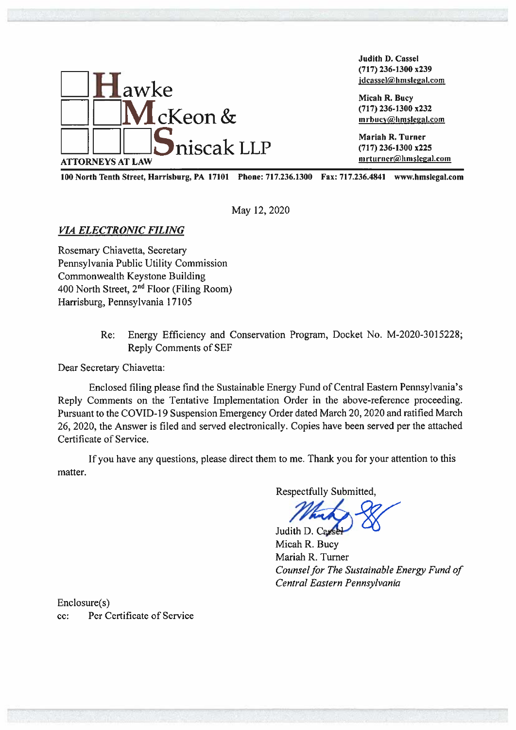**Hawke McKeon & Sniscak LLP**
ATTORNEYS AT LAW

**Judith D. Cassel**
**(717) 236-1300 x239**
**jdcassel@hmslegal.com**

**Micah R. Bucy**
**(717) 236-1300 x232**
**mrbucy@hmslegal.com**

**Mariah R. Turner**
**(717) 236-1300 x225**
**mrturner@hmslegal.com**

**100 North Tenth Street, Harrisburg, PA 17101 Phone: 717.236.1300 Fax: 717.236.4841 www.hmslegal.com**

May 12, 2020

***VIA ELECTRONIC FILING***

Rosemary Chiavetta, Secretary
Pennsylvania Public Utility Commission
Commonwealth Keystone Building
400 North Street, 2nd Floor (Filing Room)
Harrisburg, Pennsylvania 17105

Re: Energy Efficiency and Conservation Program, Docket No. M-2020-3015228; Reply Comments of SEF

Dear Secretary Chiavetta:

Enclosed filing please find the Sustainable Energy Fund of Central Eastern Pennsylvania's Reply Comments on the Tentative Implementation Order in the above-reference proceeding. Pursuant to the COVID-19 Suspension Emergency Order dated March 20, 2020 and ratified March 26, 2020, the Answer is filed and served electronically. Copies have been served per the attached Certificate of Service.

If you have any questions, please direct them to me. Thank you for your attention to this matter.

Respectfully Submitted,

Judith D. Cassel
Micah R. Bucy
Mariah R. Turner
*Counsel for The Sustainable Energy Fund of Central Eastern Pennsylvania*

Enclosure(s)
cc: Per Certificate of Service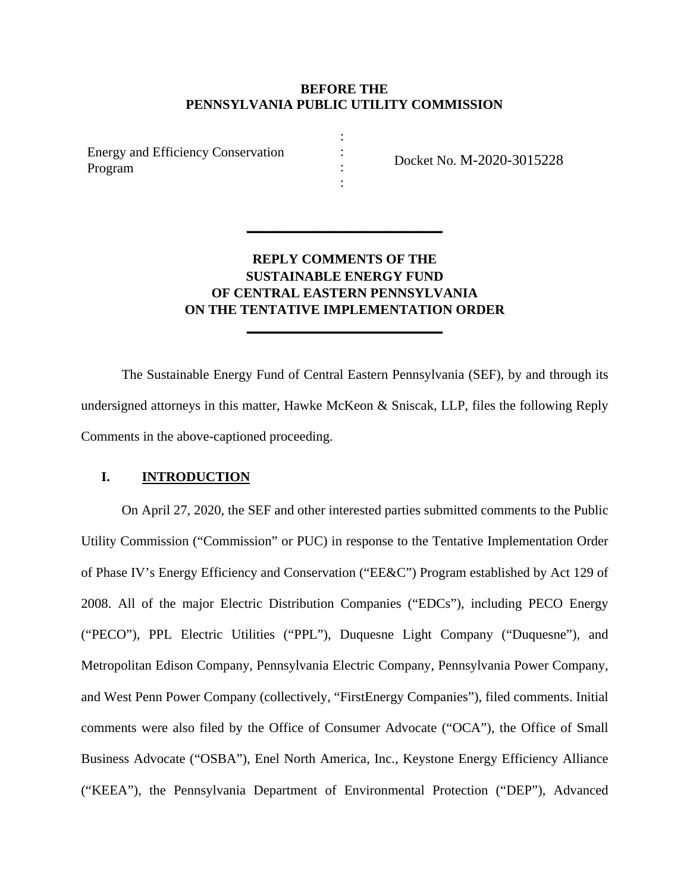**BEFORE THE**
**PENNSYLVANIA PUBLIC UTILITY COMMISSION**

| Energy and Efficiency Conservation Program | : | Docket No. M-2020-3015228 |
|---|---|---|

---

**REPLY COMMENTS OF THE**
**SUSTAINABLE ENERGY FUND**
**OF CENTRAL EASTERN PENNSYLVANIA**
**ON THE TENTATIVE IMPLEMENTATION ORDER**

---

The Sustainable Energy Fund of Central Eastern Pennsylvania (SEF), by and through its undersigned attorneys in this matter, Hawke McKeon & Sniscak, LLP, files the following Reply Comments in the above-captioned proceeding.

## I. INTRODUCTION

On April 27, 2020, the SEF and other interested parties submitted comments to the Public Utility Commission ("Commission" or PUC) in response to the Tentative Implementation Order of Phase IV's Energy Efficiency and Conservation ("EE&C") Program established by Act 129 of 2008. All of the major Electric Distribution Companies ("EDCs"), including PECO Energy ("PECO"), PPL Electric Utilities ("PPL"), Duquesne Light Company ("Duquesne"), and Metropolitan Edison Company, Pennsylvania Electric Company, Pennsylvania Power Company, and West Penn Power Company (collectively, "FirstEnergy Companies"), filed comments. Initial comments were also filed by the Office of Consumer Advocate ("OCA"), the Office of Small Business Advocate ("OSBA"), Enel North America, Inc., Keystone Energy Efficiency Alliance ("KEEA"), the Pennsylvania Department of Environmental Protection ("DEP"), Advanced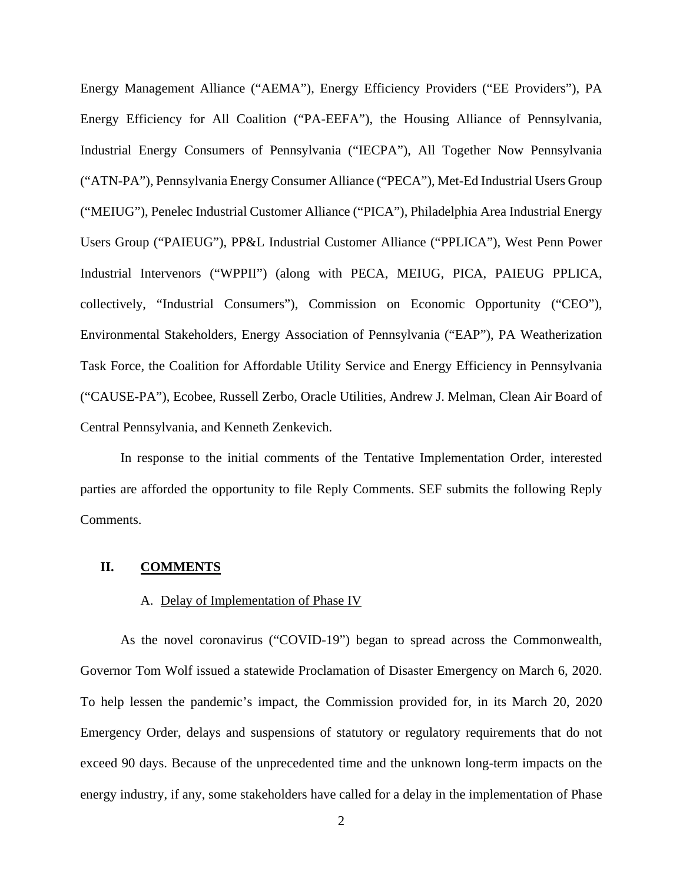Energy Management Alliance ("AEMA"), Energy Efficiency Providers ("EE Providers"), PA Energy Efficiency for All Coalition ("PA-EEFA"), the Housing Alliance of Pennsylvania, Industrial Energy Consumers of Pennsylvania ("IECPA"), All Together Now Pennsylvania ("ATN-PA"), Pennsylvania Energy Consumer Alliance ("PECA"), Met-Ed Industrial Users Group ("MEIUG"), Penelec Industrial Customer Alliance ("PICA"), Philadelphia Area Industrial Energy Users Group ("PAIEUG"), PP&L Industrial Customer Alliance ("PPLICA"), West Penn Power Industrial Intervenors ("WPPII") (along with PECA, MEIUG, PICA, PAIEUG PPLICA, collectively, "Industrial Consumers"), Commission on Economic Opportunity ("CEO"), Environmental Stakeholders, Energy Association of Pennsylvania ("EAP"), PA Weatherization Task Force, the Coalition for Affordable Utility Service and Energy Efficiency in Pennsylvania ("CAUSE-PA"), Ecobee, Russell Zerbo, Oracle Utilities, Andrew J. Melman, Clean Air Board of Central Pennsylvania, and Kenneth Zenkevich.

In response to the initial comments of the Tentative Implementation Order, interested parties are afforded the opportunity to file Reply Comments. SEF submits the following Reply Comments.

## II. COMMENTS

### A. Delay of Implementation of Phase IV

As the novel coronavirus ("COVID-19") began to spread across the Commonwealth, Governor Tom Wolf issued a statewide Proclamation of Disaster Emergency on March 6, 2020. To help lessen the pandemic's impact, the Commission provided for, in its March 20, 2020 Emergency Order, delays and suspensions of statutory or regulatory requirements that do not exceed 90 days. Because of the unprecedented time and the unknown long-term impacts on the energy industry, if any, some stakeholders have called for a delay in the implementation of Phase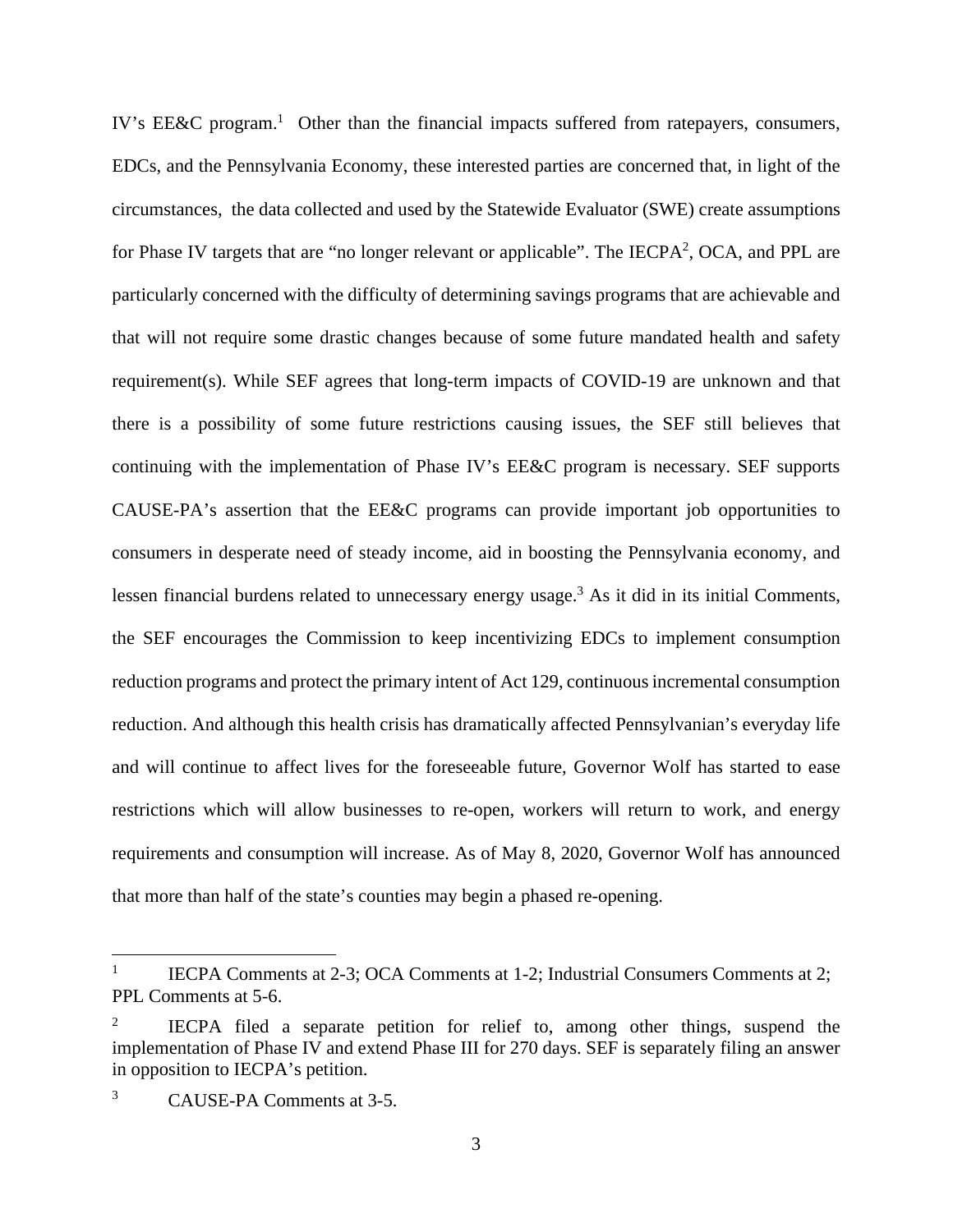IV's EE&C program.[1] Other than the financial impacts suffered from ratepayers, consumers, EDCs, and the Pennsylvania Economy, these interested parties are concerned that, in light of the circumstances, the data collected and used by the Statewide Evaluator (SWE) create assumptions for Phase IV targets that are "no longer relevant or applicable". The IECPA[2], OCA, and PPL are particularly concerned with the difficulty of determining savings programs that are achievable and that will not require some drastic changes because of some future mandated health and safety requirement(s). While SEF agrees that long-term impacts of COVID-19 are unknown and that there is a possibility of some future restrictions causing issues, the SEF still believes that continuing with the implementation of Phase IV's EE&C program is necessary. SEF supports CAUSE-PA's assertion that the EE&C programs can provide important job opportunities to consumers in desperate need of steady income, aid in boosting the Pennsylvania economy, and lessen financial burdens related to unnecessary energy usage.[3] As it did in its initial Comments, the SEF encourages the Commission to keep incentivizing EDCs to implement consumption reduction programs and protect the primary intent of Act 129, continuous incremental consumption reduction. And although this health crisis has dramatically affected Pennsylvanian's everyday life and will continue to affect lives for the foreseeable future, Governor Wolf has started to ease restrictions which will allow businesses to re-open, workers will return to work, and energy requirements and consumption will increase. As of May 8, 2020, Governor Wolf has announced that more than half of the state's counties may begin a phased re-opening.

---

[1] IECPA Comments at 2-3; OCA Comments at 1-2; Industrial Consumers Comments at 2; PPL Comments at 5-6.

[2] IECPA filed a separate petition for relief to, among other things, suspend the implementation of Phase IV and extend Phase III for 270 days. SEF is separately filing an answer in opposition to IECPA's petition.

[3] CAUSE-PA Comments at 3-5.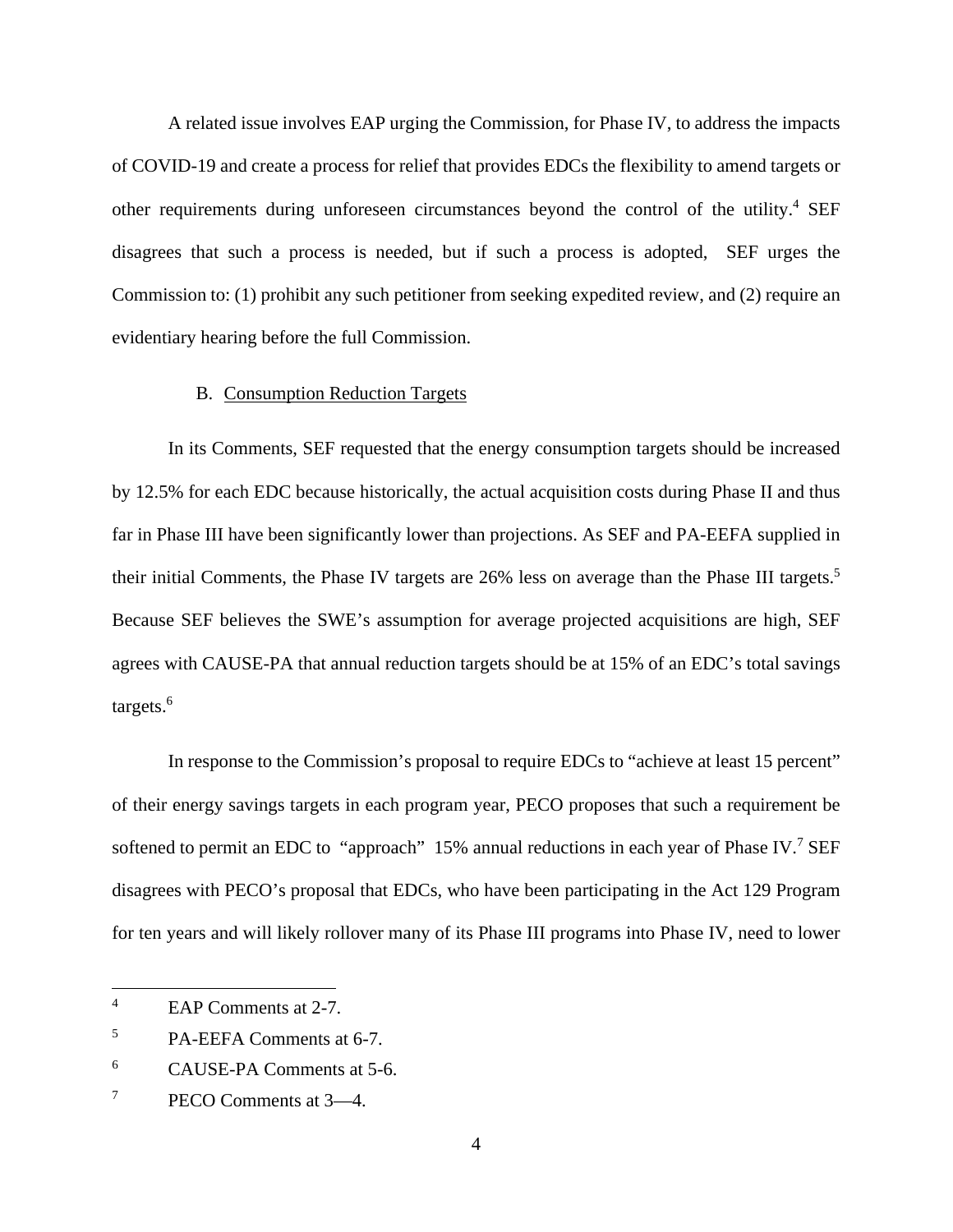A related issue involves EAP urging the Commission, for Phase IV, to address the impacts of COVID-19 and create a process for relief that provides EDCs the flexibility to amend targets or other requirements during unforeseen circumstances beyond the control of the utility.[4] SEF disagrees that such a process is needed, but if such a process is adopted, SEF urges the Commission to: (1) prohibit any such petitioner from seeking expedited review, and (2) require an evidentiary hearing before the full Commission.

B. Consumption Reduction Targets

In its Comments, SEF requested that the energy consumption targets should be increased by 12.5% for each EDC because historically, the actual acquisition costs during Phase II and thus far in Phase III have been significantly lower than projections. As SEF and PA-EEFA supplied in their initial Comments, the Phase IV targets are 26% less on average than the Phase III targets.[5] Because SEF believes the SWE's assumption for average projected acquisitions are high, SEF agrees with CAUSE-PA that annual reduction targets should be at 15% of an EDC's total savings targets.[6]

In response to the Commission's proposal to require EDCs to "achieve at least 15 percent" of their energy savings targets in each program year, PECO proposes that such a requirement be softened to permit an EDC to "approach" 15% annual reductions in each year of Phase IV.[7] SEF disagrees with PECO's proposal that EDCs, who have been participating in the Act 129 Program for ten years and will likely rollover many of its Phase III programs into Phase IV, need to lower

---

[4] EAP Comments at 2-7.

[5] PA-EEFA Comments at 6-7.

[6] CAUSE-PA Comments at 5-6.

[7] PECO Comments at 3—4.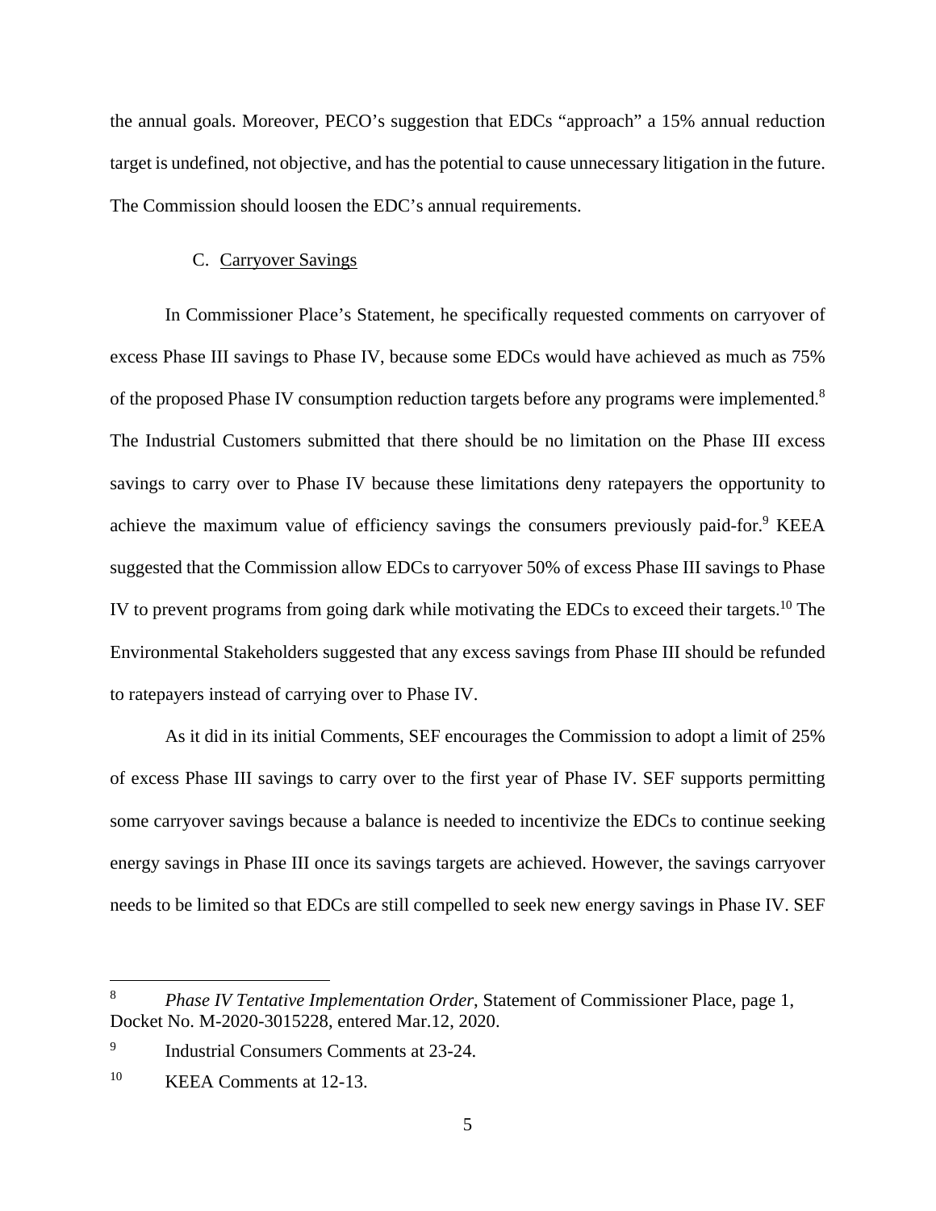the annual goals. Moreover, PECO's suggestion that EDCs "approach" a 15% annual reduction target is undefined, not objective, and has the potential to cause unnecessary litigation in the future. The Commission should loosen the EDC's annual requirements.

### C. Carryover Savings

In Commissioner Place's Statement, he specifically requested comments on carryover of excess Phase III savings to Phase IV, because some EDCs would have achieved as much as 75% of the proposed Phase IV consumption reduction targets before any programs were implemented.[8] The Industrial Customers submitted that there should be no limitation on the Phase III excess savings to carry over to Phase IV because these limitations deny ratepayers the opportunity to achieve the maximum value of efficiency savings the consumers previously paid-for.[9] KEEA suggested that the Commission allow EDCs to carryover 50% of excess Phase III savings to Phase IV to prevent programs from going dark while motivating the EDCs to exceed their targets.[10] The Environmental Stakeholders suggested that any excess savings from Phase III should be refunded to ratepayers instead of carrying over to Phase IV.

As it did in its initial Comments, SEF encourages the Commission to adopt a limit of 25% of excess Phase III savings to carry over to the first year of Phase IV. SEF supports permitting some carryover savings because a balance is needed to incentivize the EDCs to continue seeking energy savings in Phase III once its savings targets are achieved. However, the savings carryover needs to be limited so that EDCs are still compelled to seek new energy savings in Phase IV. SEF

---

[8] *Phase IV Tentative Implementation Order*, Statement of Commissioner Place, page 1, Docket No. M-2020-3015228, entered Mar.12, 2020.

[9] Industrial Consumers Comments at 23-24.

[10] KEEA Comments at 12-13.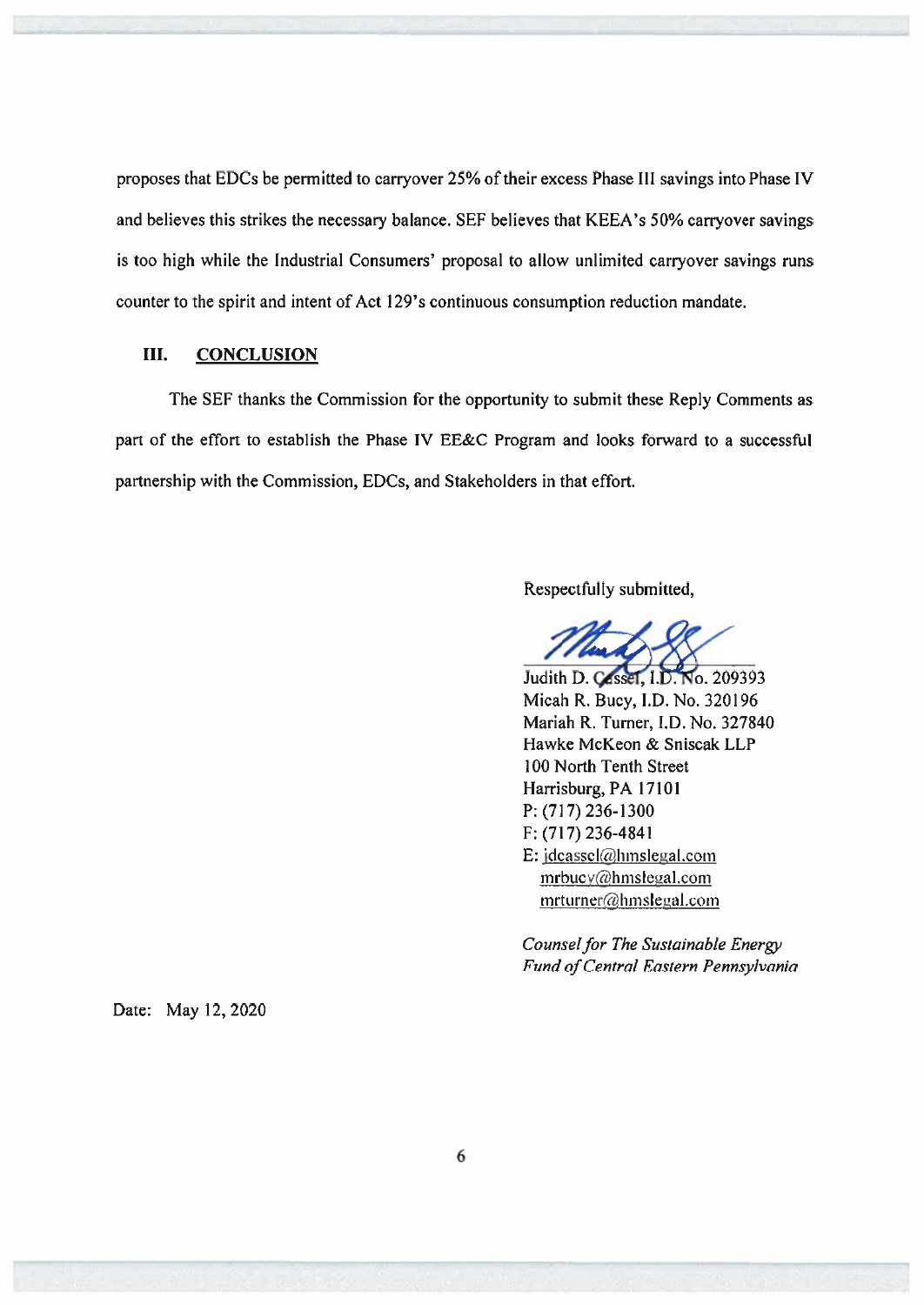proposes that EDCs be permitted to carryover 25% of their excess Phase III savings into Phase IV and believes this strikes the necessary balance. SEF believes that KEEA's 50% carryover savings is too high while the Industrial Consumers' proposal to allow unlimited carryover savings runs counter to the spirit and intent of Act 129's continuous consumption reduction mandate.

## III. CONCLUSION

The SEF thanks the Commission for the opportunity to submit these Reply Comments as part of the effort to establish the Phase IV EE&C Program and looks forward to a successful partnership with the Commission, EDCs, and Stakeholders in that effort.

Respectfully submitted,

Judith D. Cassel, I.D. No. 209393
Micah R. Bucy, I.D. No. 320196
Mariah R. Turner, I.D. No. 327840
Hawke McKeon & Sniscak LLP
100 North Tenth Street
Harrisburg, PA 17101
P: (717) 236-1300
F: (717) 236-4841
E: jdcassel@hmslegal.com
mrbucy@hmslegal.com
mrturner@hmslegal.com

*Counsel for The Sustainable Energy Fund of Central Eastern Pennsylvania*

Date: May 12, 2020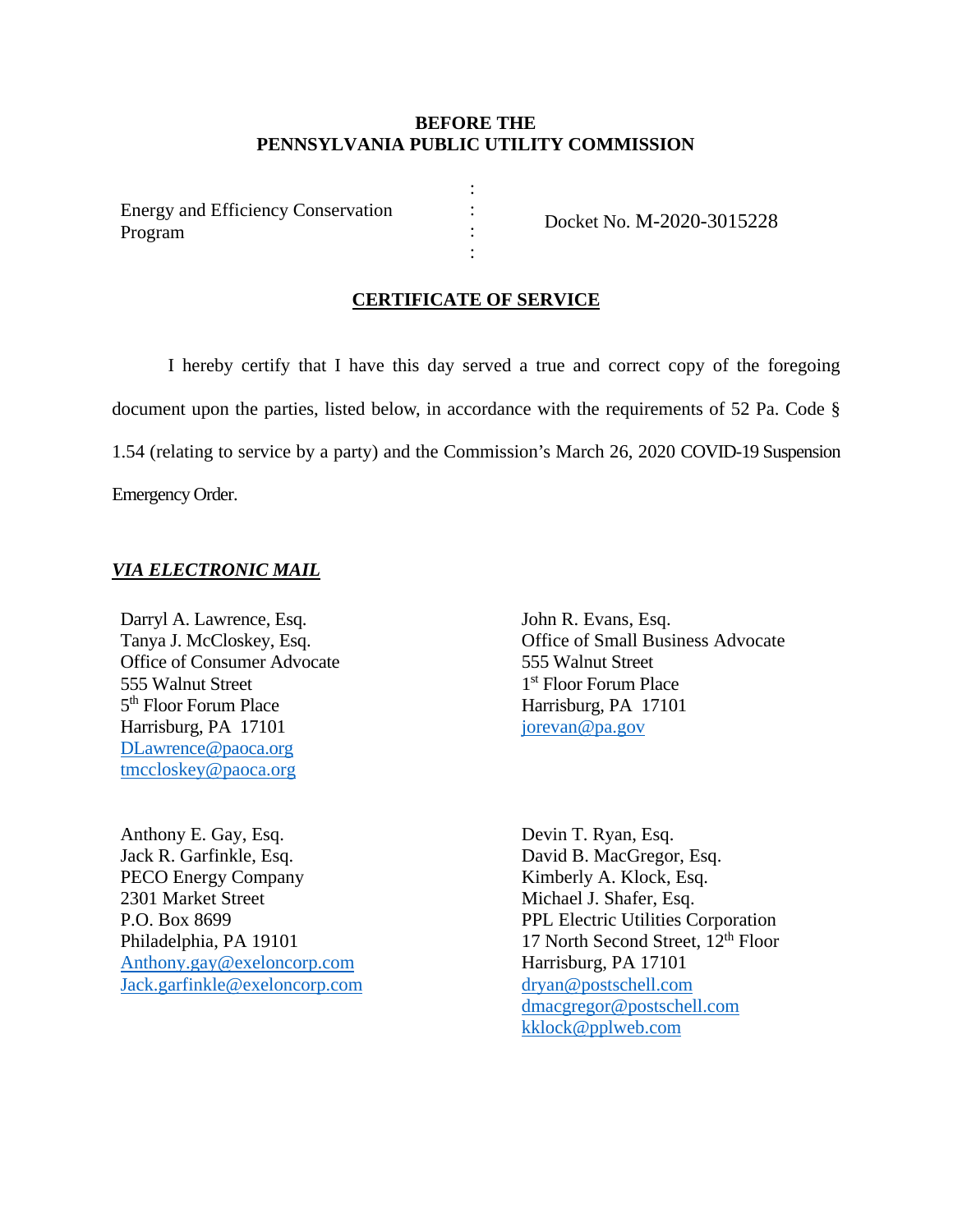**BEFORE THE**
**PENNSYLVANIA PUBLIC UTILITY COMMISSION**

| Energy and Efficiency Conservation Program | : | Docket No. M-2020-3015228 |
|---|---|---|

## CERTIFICATE OF SERVICE

I hereby certify that I have this day served a true and correct copy of the foregoing document upon the parties, listed below, in accordance with the requirements of 52 Pa. Code § 1.54 (relating to service by a party) and the Commission's March 26, 2020 COVID-19 Suspension Emergency Order.

***VIA ELECTRONIC MAIL***

Darryl A. Lawrence, Esq.
Tanya J. McCloskey, Esq.
Office of Consumer Advocate
555 Walnut Street
5th Floor Forum Place
Harrisburg, PA 17101
DLawrence@paoca.org
tmccloskey@paoca.org

John R. Evans, Esq.
Office of Small Business Advocate
555 Walnut Street
1st Floor Forum Place
Harrisburg, PA 17101
jorevan@pa.gov

Anthony E. Gay, Esq.
Jack R. Garfinkle, Esq.
PECO Energy Company
2301 Market Street
P.O. Box 8699
Philadelphia, PA 19101
Anthony.gay@exeloncorp.com
Jack.garfinkle@exeloncorp.com

Devin T. Ryan, Esq.
David B. MacGregor, Esq.
Kimberly A. Klock, Esq.
Michael J. Shafer, Esq.
PPL Electric Utilities Corporation
17 North Second Street, 12th Floor
Harrisburg, PA 17101
dryan@postschell.com
dmacgregor@postschell.com
kklock@pplweb.com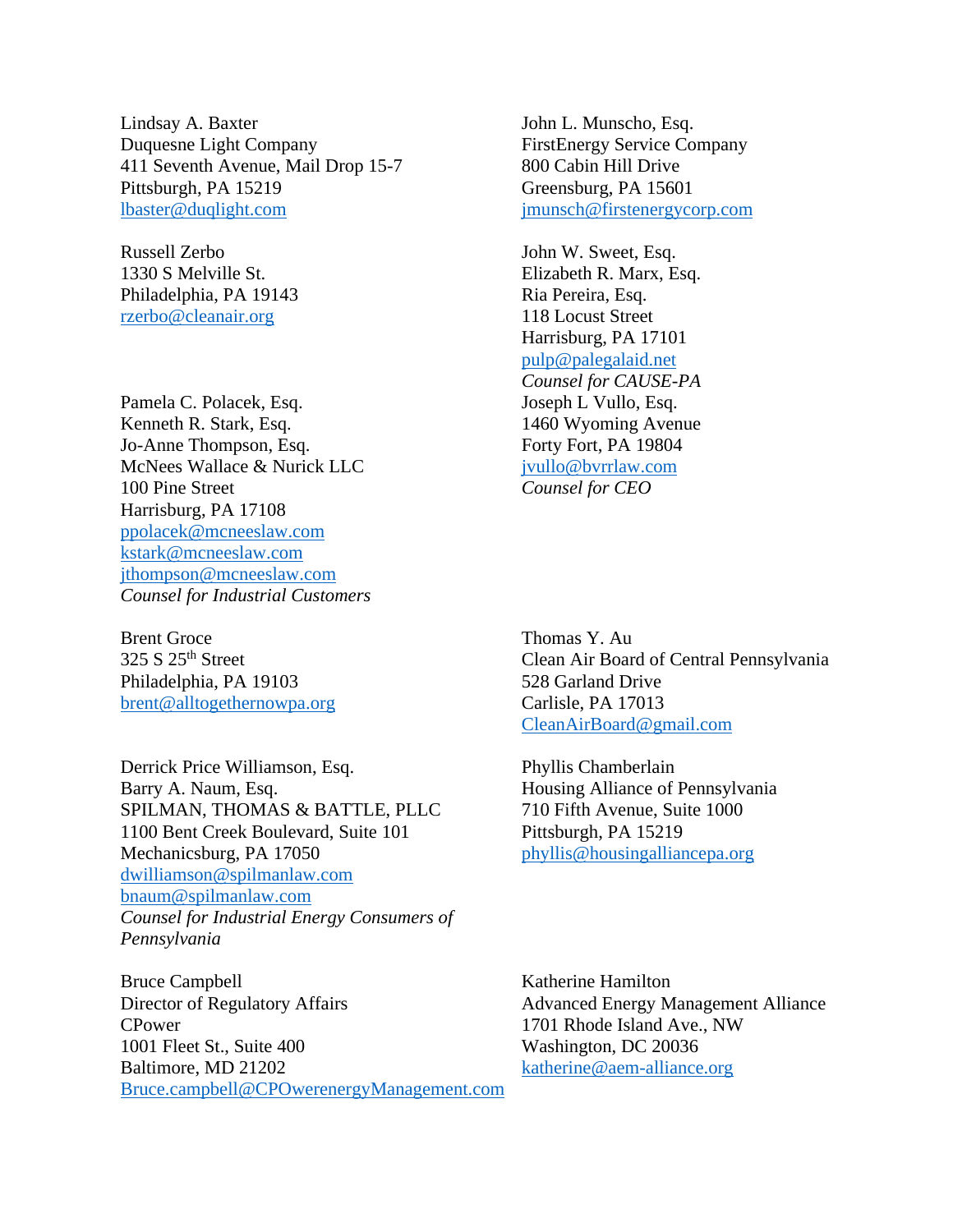Lindsay A. Baxter
Duquesne Light Company
411 Seventh Avenue, Mail Drop 15-7
Pittsburgh, PA 15219
lbaster@duqlight.com

John L. Munscho, Esq.
FirstEnergy Service Company
800 Cabin Hill Drive
Greensburg, PA 15601
jmunsch@firstenergycorp.com

Russell Zerbo
1330 S Melville St.
Philadelphia, PA 19143
rzerbo@cleanair.org

John W. Sweet, Esq.
Elizabeth R. Marx, Esq.
Ria Pereira, Esq.
118 Locust Street
Harrisburg, PA 17101
pulp@palegalaid.net
*Counsel for CAUSE-PA*

Pamela C. Polacek, Esq.
Kenneth R. Stark, Esq.
Jo-Anne Thompson, Esq.
McNees Wallace & Nurick LLC
100 Pine Street
Harrisburg, PA 17108
ppolacek@mcneeslaw.com
kstark@mcneeslaw.com
jthompson@mcneeslaw.com
*Counsel for Industrial Customers*

Joseph L Vullo, Esq.
1460 Wyoming Avenue
Forty Fort, PA 19804
jvullo@bvrrlaw.com
*Counsel for CEO*

Brent Groce
325 S 25th Street
Philadelphia, PA 19103
brent@alltogethernowpa.org

Thomas Y. Au
Clean Air Board of Central Pennsylvania
528 Garland Drive
Carlisle, PA 17013
CleanAirBoard@gmail.com

Derrick Price Williamson, Esq.
Barry A. Naum, Esq.
SPILMAN, THOMAS & BATTLE, PLLC
1100 Bent Creek Boulevard, Suite 101
Mechanicsburg, PA 17050
dwilliamson@spilmanlaw.com
bnaum@spilmanlaw.com
*Counsel for Industrial Energy Consumers of Pennsylvania*

Phyllis Chamberlain
Housing Alliance of Pennsylvania
710 Fifth Avenue, Suite 1000
Pittsburgh, PA 15219
phyllis@housingalliancepa.org

Bruce Campbell
Director of Regulatory Affairs
CPower
1001 Fleet St., Suite 400
Baltimore, MD 21202
Bruce.campbell@CPOwerenergyManagement.com

Katherine Hamilton
Advanced Energy Management Alliance
1701 Rhode Island Ave., NW
Washington, DC 20036
katherine@aem-alliance.org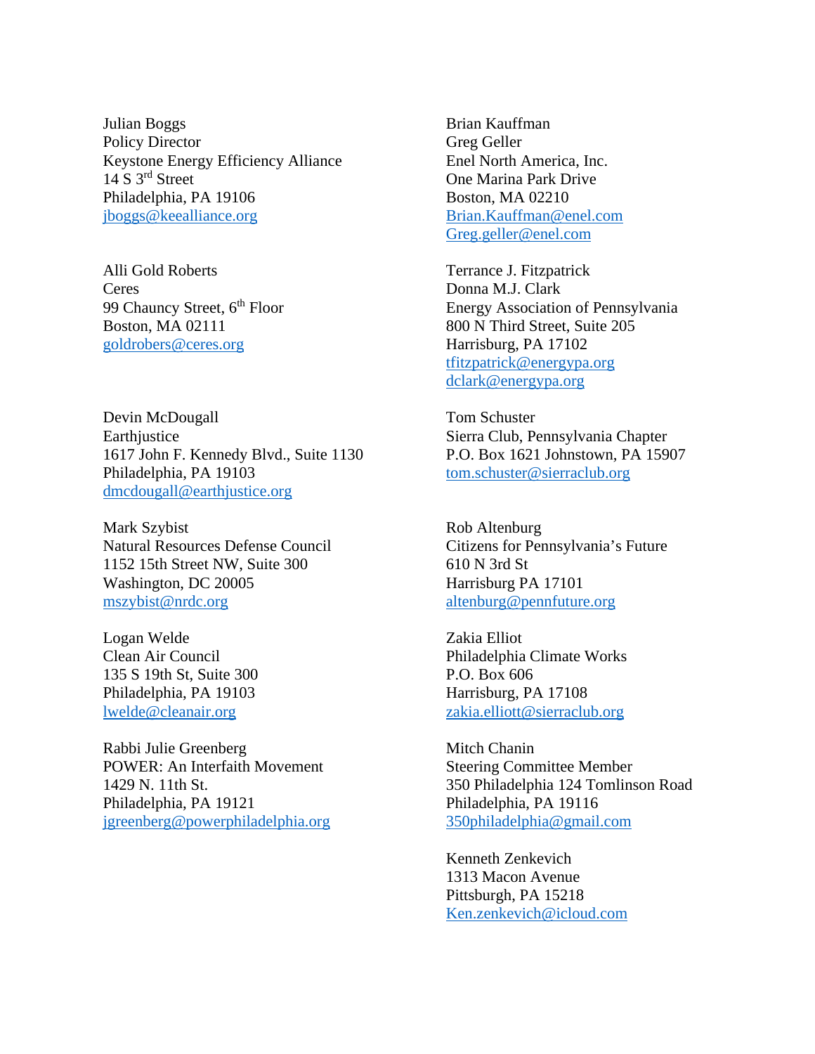Julian Boggs
Policy Director
Keystone Energy Efficiency Alliance
14 S 3rd Street
Philadelphia, PA 19106
jboggs@keealliance.org

Alli Gold Roberts
Ceres
99 Chauncy Street, 6th Floor
Boston, MA 02111
goldrobers@ceres.org

Devin McDougall
Earthjustice
1617 John F. Kennedy Blvd., Suite 1130
Philadelphia, PA 19103
dmcdougall@earthjustice.org

Mark Szybist
Natural Resources Defense Council
1152 15th Street NW, Suite 300
Washington, DC 20005
mszybist@nrdc.org

Logan Welde
Clean Air Council
135 S 19th St, Suite 300
Philadelphia, PA 19103
lwelde@cleanair.org

Rabbi Julie Greenberg
POWER: An Interfaith Movement
1429 N. 11th St.
Philadelphia, PA 19121
jgreenberg@powerphiladelphia.org

Brian Kauffman
Greg Geller
Enel North America, Inc.
One Marina Park Drive
Boston, MA 02210
Brian.Kauffman@enel.com
Greg.geller@enel.com

Terrance J. Fitzpatrick
Donna M.J. Clark
Energy Association of Pennsylvania
800 N Third Street, Suite 205
Harrisburg, PA 17102
tfitzpatrick@energypa.org
dclark@energypa.org

Tom Schuster
Sierra Club, Pennsylvania Chapter
P.O. Box 1621 Johnstown, PA 15907
tom.schuster@sierraclub.org

Rob Altenburg
Citizens for Pennsylvania's Future
610 N 3rd St
Harrisburg PA 17101
altenburg@pennfuture.org

Zakia Elliot
Philadelphia Climate Works
P.O. Box 606
Harrisburg, PA 17108
zakia.elliott@sierraclub.org

Mitch Chanin
Steering Committee Member
350 Philadelphia 124 Tomlinson Road
Philadelphia, PA 19116
350philadelphia@gmail.com

Kenneth Zenkevich
1313 Macon Avenue
Pittsburgh, PA 15218
Ken.zenkevich@icloud.com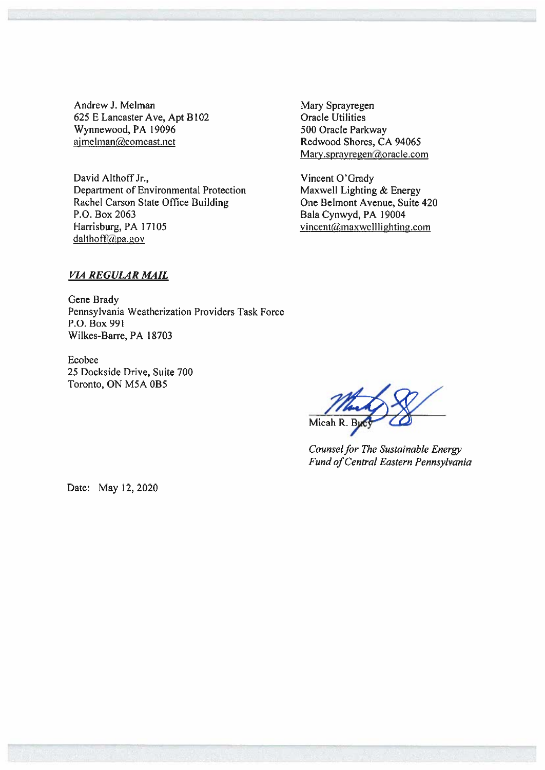Andrew J. Melman
625 E Lancaster Ave, Apt B102
Wynnewood, PA 19096
ajmelman@comcast.net

Mary Sprayregen
Oracle Utilities
500 Oracle Parkway
Redwood Shores, CA 94065
Mary.sprayregen@oracle.com

David Althoff Jr.,
Department of Environmental Protection
Rachel Carson State Office Building
P.O. Box 2063
Harrisburg, PA 17105
dalthoff@pa.gov

Vincent O'Grady
Maxwell Lighting & Energy
One Belmont Avenue, Suite 420
Bala Cynwyd, PA 19004
vincent@maxwelllighting.com

***VIA REGULAR MAIL***

Gene Brady
Pennsylvania Weatherization Providers Task Force
P.O. Box 991
Wilkes-Barre, PA 18703

Ecobee
25 Dockside Drive, Suite 700
Toronto, ON M5A 0B5

Micah R. Bucy

*Counsel for The Sustainable Energy Fund of Central Eastern Pennsylvania*

Date: May 12, 2020